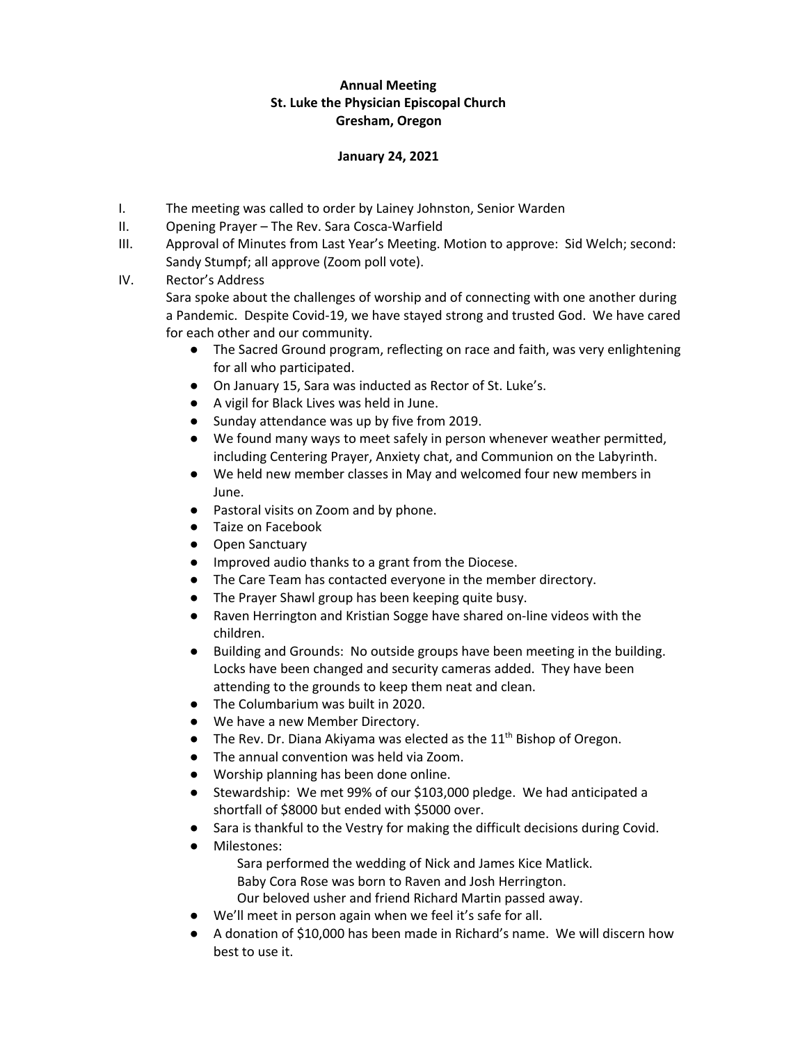**Annual Meeting**
**St. Luke the Physician Episcopal Church**
**Gresham, Oregon**

**January 24, 2021**

I. The meeting was called to order by Lainey Johnston, Senior Warden

II. Opening Prayer – The Rev. Sara Cosca-Warfield

III. Approval of Minutes from Last Year's Meeting. Motion to approve: Sid Welch; second: Sandy Stumpf; all approve (Zoom poll vote).

IV. Rector's Address

Sara spoke about the challenges of worship and of connecting with one another during a Pandemic. Despite Covid-19, we have stayed strong and trusted God. We have cared for each other and our community.

- The Sacred Ground program, reflecting on race and faith, was very enlightening for all who participated.
- On January 15, Sara was inducted as Rector of St. Luke's.
- A vigil for Black Lives was held in June.
- Sunday attendance was up by five from 2019.
- We found many ways to meet safely in person whenever weather permitted, including Centering Prayer, Anxiety chat, and Communion on the Labyrinth.
- We held new member classes in May and welcomed four new members in June.
- Pastoral visits on Zoom and by phone.
- Taize on Facebook
- Open Sanctuary
- Improved audio thanks to a grant from the Diocese.
- The Care Team has contacted everyone in the member directory.
- The Prayer Shawl group has been keeping quite busy.
- Raven Herrington and Kristian Sogge have shared on-line videos with the children.
- Building and Grounds: No outside groups have been meeting in the building. Locks have been changed and security cameras added. They have been attending to the grounds to keep them neat and clean.
- The Columbarium was built in 2020.
- We have a new Member Directory.
- The Rev. Dr. Diana Akiyama was elected as the 11th Bishop of Oregon.
- The annual convention was held via Zoom.
- Worship planning has been done online.
- Stewardship: We met 99% of our $103,000 pledge. We had anticipated a shortfall of $8000 but ended with $5000 over.
- Sara is thankful to the Vestry for making the difficult decisions during Covid.
- Milestones:
  - Sara performed the wedding of Nick and James Kice Matlick.
  - Baby Cora Rose was born to Raven and Josh Herrington.
  - Our beloved usher and friend Richard Martin passed away.
- We'll meet in person again when we feel it's safe for all.
- A donation of $10,000 has been made in Richard's name. We will discern how best to use it.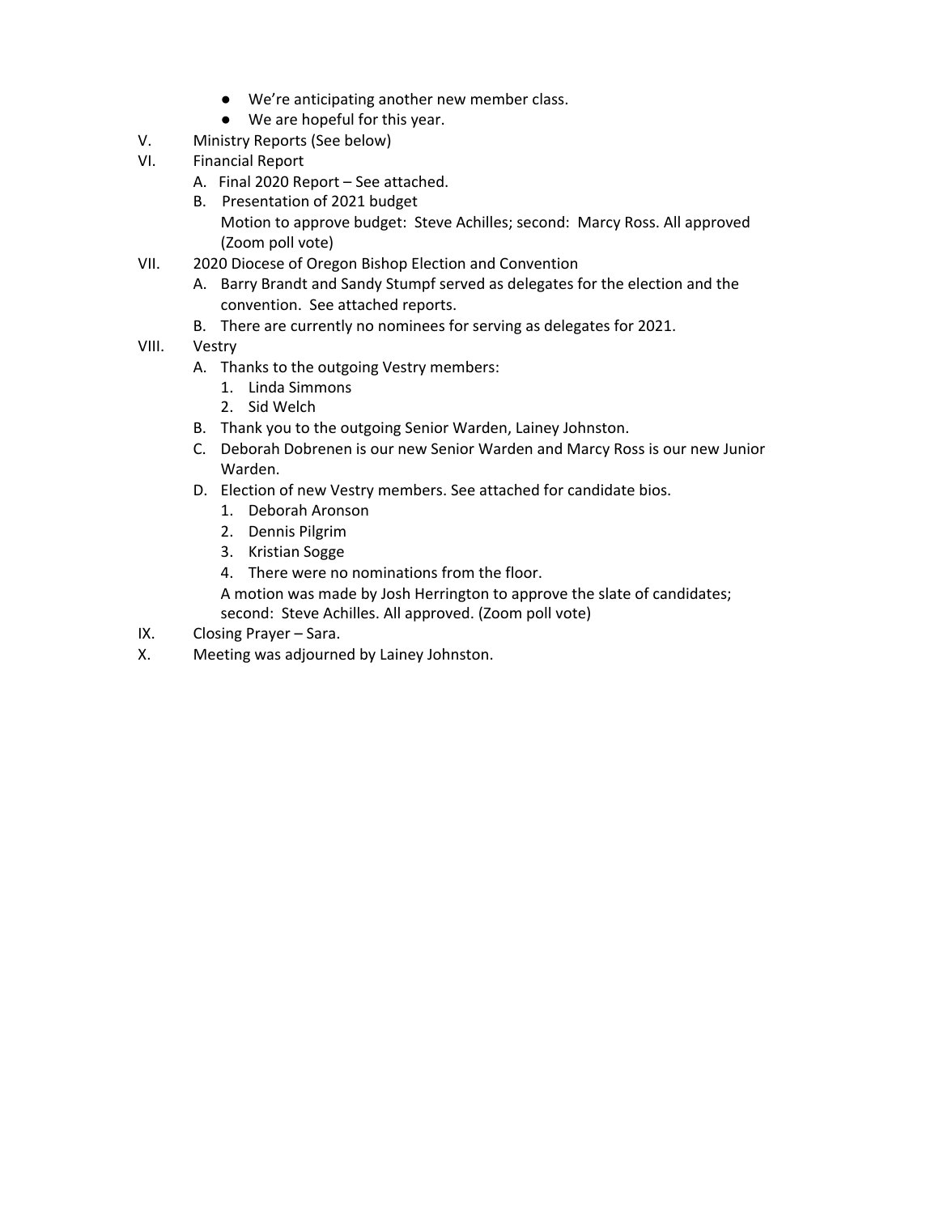- We're anticipating another new member class.
- We are hopeful for this year.

V. Ministry Reports (See below)

VI. Financial Report
   - A. Final 2020 Report – See attached.
   - B. Presentation of 2021 budget
     Motion to approve budget: Steve Achilles; second: Marcy Ross. All approved (Zoom poll vote)

VII. 2020 Diocese of Oregon Bishop Election and Convention
   - A. Barry Brandt and Sandy Stumpf served as delegates for the election and the convention. See attached reports.
   - B. There are currently no nominees for serving as delegates for 2021.

VIII. Vestry
   - A. Thanks to the outgoing Vestry members:
     1. Linda Simmons
     2. Sid Welch
   - B. Thank you to the outgoing Senior Warden, Lainey Johnston.
   - C. Deborah Dobrenen is our new Senior Warden and Marcy Ross is our new Junior Warden.
   - D. Election of new Vestry members. See attached for candidate bios.
     1. Deborah Aronson
     2. Dennis Pilgrim
     3. Kristian Sogge
     4. There were no nominations from the floor.

     A motion was made by Josh Herrington to approve the slate of candidates; second: Steve Achilles. All approved. (Zoom poll vote)

IX. Closing Prayer – Sara.

X. Meeting was adjourned by Lainey Johnston.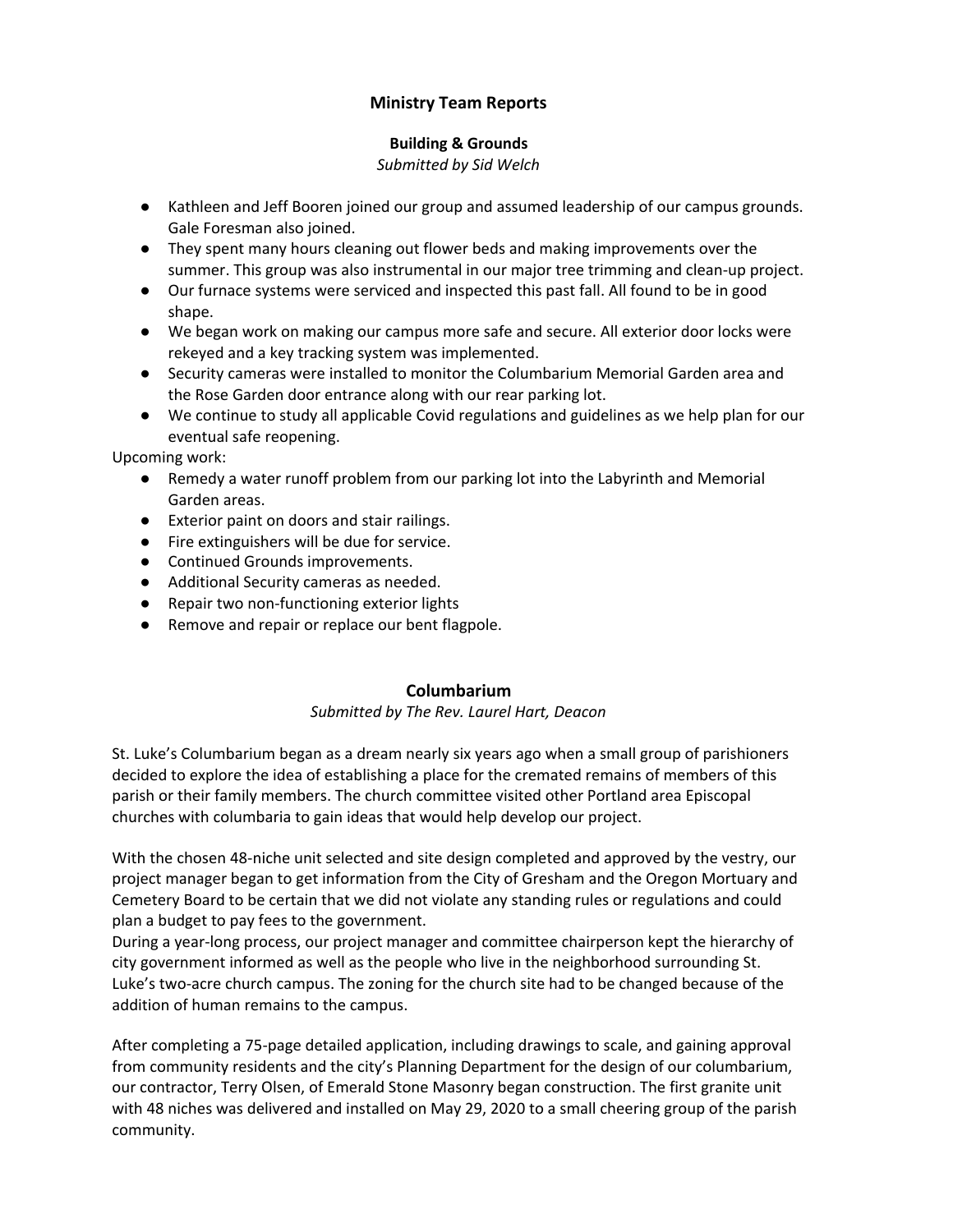# Ministry Team Reports

## Building & Grounds

*Submitted by Sid Welch*

- Kathleen and Jeff Booren joined our group and assumed leadership of our campus grounds. Gale Foresman also joined.
- They spent many hours cleaning out flower beds and making improvements over the summer. This group was also instrumental in our major tree trimming and clean-up project.
- Our furnace systems were serviced and inspected this past fall. All found to be in good shape.
- We began work on making our campus more safe and secure. All exterior door locks were rekeyed and a key tracking system was implemented.
- Security cameras were installed to monitor the Columbarium Memorial Garden area and the Rose Garden door entrance along with our rear parking lot.
- We continue to study all applicable Covid regulations and guidelines as we help plan for our eventual safe reopening.

Upcoming work:

- Remedy a water runoff problem from our parking lot into the Labyrinth and Memorial Garden areas.
- Exterior paint on doors and stair railings.
- Fire extinguishers will be due for service.
- Continued Grounds improvements.
- Additional Security cameras as needed.
- Repair two non-functioning exterior lights
- Remove and repair or replace our bent flagpole.

## Columbarium

*Submitted by The Rev. Laurel Hart, Deacon*

St. Luke's Columbarium began as a dream nearly six years ago when a small group of parishioners decided to explore the idea of establishing a place for the cremated remains of members of this parish or their family members. The church committee visited other Portland area Episcopal churches with columbaria to gain ideas that would help develop our project.

With the chosen 48-niche unit selected and site design completed and approved by the vestry, our project manager began to get information from the City of Gresham and the Oregon Mortuary and Cemetery Board to be certain that we did not violate any standing rules or regulations and could plan a budget to pay fees to the government.
During a year-long process, our project manager and committee chairperson kept the hierarchy of city government informed as well as the people who live in the neighborhood surrounding St. Luke's two-acre church campus. The zoning for the church site had to be changed because of the addition of human remains to the campus.

After completing a 75-page detailed application, including drawings to scale, and gaining approval from community residents and the city's Planning Department for the design of our columbarium, our contractor, Terry Olsen, of Emerald Stone Masonry began construction. The first granite unit with 48 niches was delivered and installed on May 29, 2020 to a small cheering group of the parish community.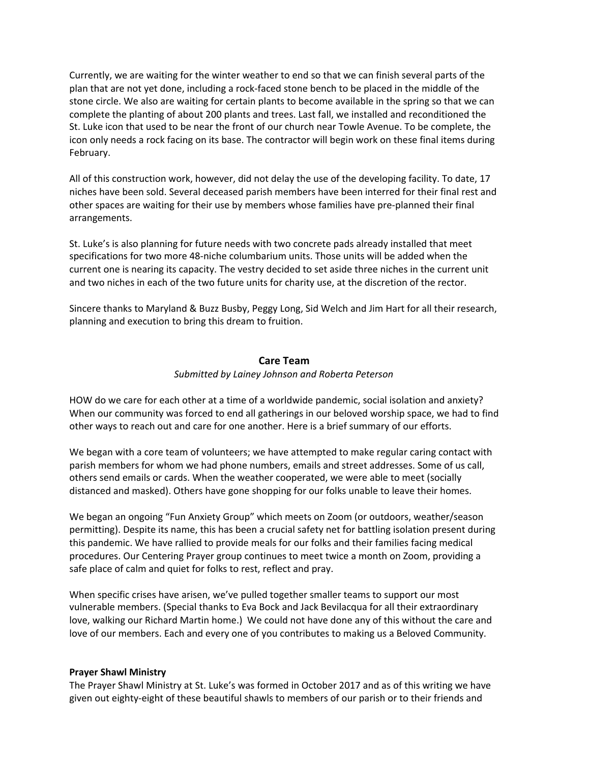Currently, we are waiting for the winter weather to end so that we can finish several parts of the plan that are not yet done, including a rock-faced stone bench to be placed in the middle of the stone circle. We also are waiting for certain plants to become available in the spring so that we can complete the planting of about 200 plants and trees. Last fall, we installed and reconditioned the St. Luke icon that used to be near the front of our church near Towle Avenue. To be complete, the icon only needs a rock facing on its base. The contractor will begin work on these final items during February.

All of this construction work, however, did not delay the use of the developing facility. To date, 17 niches have been sold. Several deceased parish members have been interred for their final rest and other spaces are waiting for their use by members whose families have pre-planned their final arrangements.

St. Luke's is also planning for future needs with two concrete pads already installed that meet specifications for two more 48-niche columbarium units. Those units will be added when the current one is nearing its capacity. The vestry decided to set aside three niches in the current unit and two niches in each of the two future units for charity use, at the discretion of the rector.

Sincere thanks to Maryland & Buzz Busby, Peggy Long, Sid Welch and Jim Hart for all their research, planning and execution to bring this dream to fruition.

## Care Team

*Submitted by Lainey Johnson and Roberta Peterson*

HOW do we care for each other at a time of a worldwide pandemic, social isolation and anxiety? When our community was forced to end all gatherings in our beloved worship space, we had to find other ways to reach out and care for one another. Here is a brief summary of our efforts.

We began with a core team of volunteers; we have attempted to make regular caring contact with parish members for whom we had phone numbers, emails and street addresses. Some of us call, others send emails or cards. When the weather cooperated, we were able to meet (socially distanced and masked). Others have gone shopping for our folks unable to leave their homes.

We began an ongoing "Fun Anxiety Group" which meets on Zoom (or outdoors, weather/season permitting). Despite its name, this has been a crucial safety net for battling isolation present during this pandemic. We have rallied to provide meals for our folks and their families facing medical procedures. Our Centering Prayer group continues to meet twice a month on Zoom, providing a safe place of calm and quiet for folks to rest, reflect and pray.

When specific crises have arisen, we've pulled together smaller teams to support our most vulnerable members. (Special thanks to Eva Bock and Jack Bevilacqua for all their extraordinary love, walking our Richard Martin home.) We could not have done any of this without the care and love of our members. Each and every one of you contributes to making us a Beloved Community.

**Prayer Shawl Ministry**

The Prayer Shawl Ministry at St. Luke's was formed in October 2017 and as of this writing we have given out eighty-eight of these beautiful shawls to members of our parish or to their friends and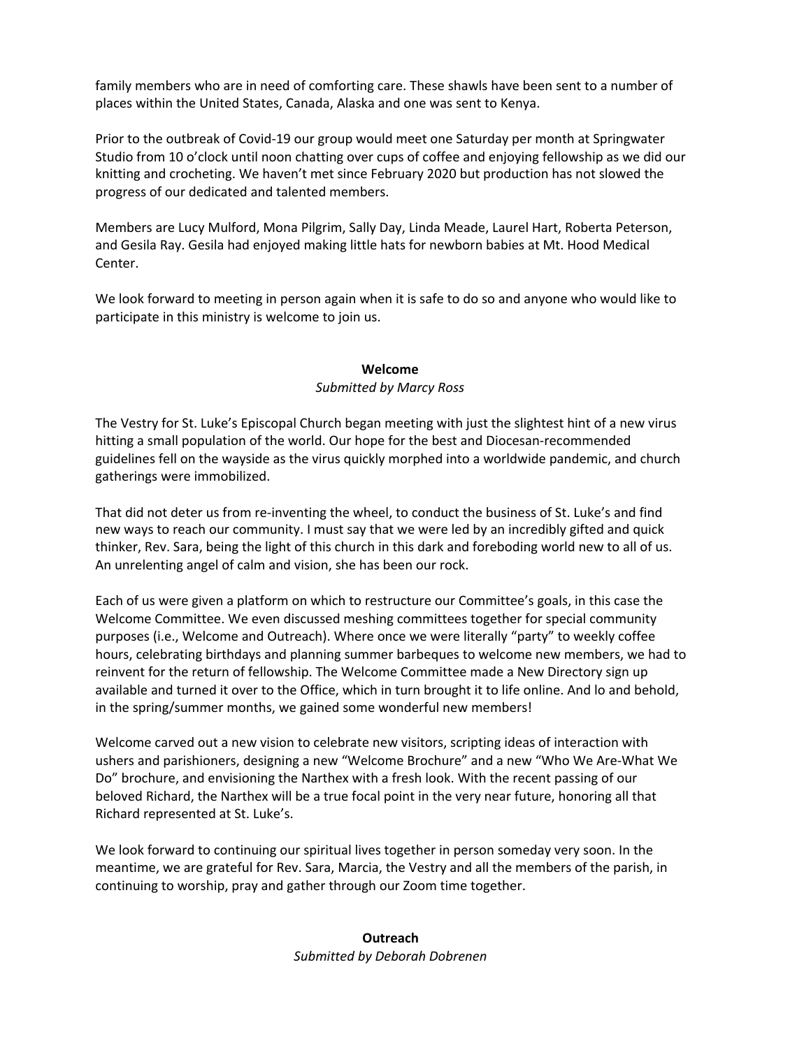family members who are in need of comforting care. These shawls have been sent to a number of places within the United States, Canada, Alaska and one was sent to Kenya.

Prior to the outbreak of Covid-19 our group would meet one Saturday per month at Springwater Studio from 10 o'clock until noon chatting over cups of coffee and enjoying fellowship as we did our knitting and crocheting. We haven't met since February 2020 but production has not slowed the progress of our dedicated and talented members.

Members are Lucy Mulford, Mona Pilgrim, Sally Day, Linda Meade, Laurel Hart, Roberta Peterson, and Gesila Ray. Gesila had enjoyed making little hats for newborn babies at Mt. Hood Medical Center.

We look forward to meeting in person again when it is safe to do so and anyone who would like to participate in this ministry is welcome to join us.

## Welcome

*Submitted by Marcy Ross*

The Vestry for St. Luke's Episcopal Church began meeting with just the slightest hint of a new virus hitting a small population of the world. Our hope for the best and Diocesan-recommended guidelines fell on the wayside as the virus quickly morphed into a worldwide pandemic, and church gatherings were immobilized.

That did not deter us from re-inventing the wheel, to conduct the business of St. Luke's and find new ways to reach our community. I must say that we were led by an incredibly gifted and quick thinker, Rev. Sara, being the light of this church in this dark and foreboding world new to all of us. An unrelenting angel of calm and vision, she has been our rock.

Each of us were given a platform on which to restructure our Committee's goals, in this case the Welcome Committee. We even discussed meshing committees together for special community purposes (i.e., Welcome and Outreach). Where once we were literally "party" to weekly coffee hours, celebrating birthdays and planning summer barbeques to welcome new members, we had to reinvent for the return of fellowship. The Welcome Committee made a New Directory sign up available and turned it over to the Office, which in turn brought it to life online. And lo and behold, in the spring/summer months, we gained some wonderful new members!

Welcome carved out a new vision to celebrate new visitors, scripting ideas of interaction with ushers and parishioners, designing a new "Welcome Brochure" and a new "Who We Are-What We Do" brochure, and envisioning the Narthex with a fresh look. With the recent passing of our beloved Richard, the Narthex will be a true focal point in the very near future, honoring all that Richard represented at St. Luke's.

We look forward to continuing our spiritual lives together in person someday very soon. In the meantime, we are grateful for Rev. Sara, Marcia, the Vestry and all the members of the parish, in continuing to worship, pray and gather through our Zoom time together.

## Outreach

*Submitted by Deborah Dobrenen*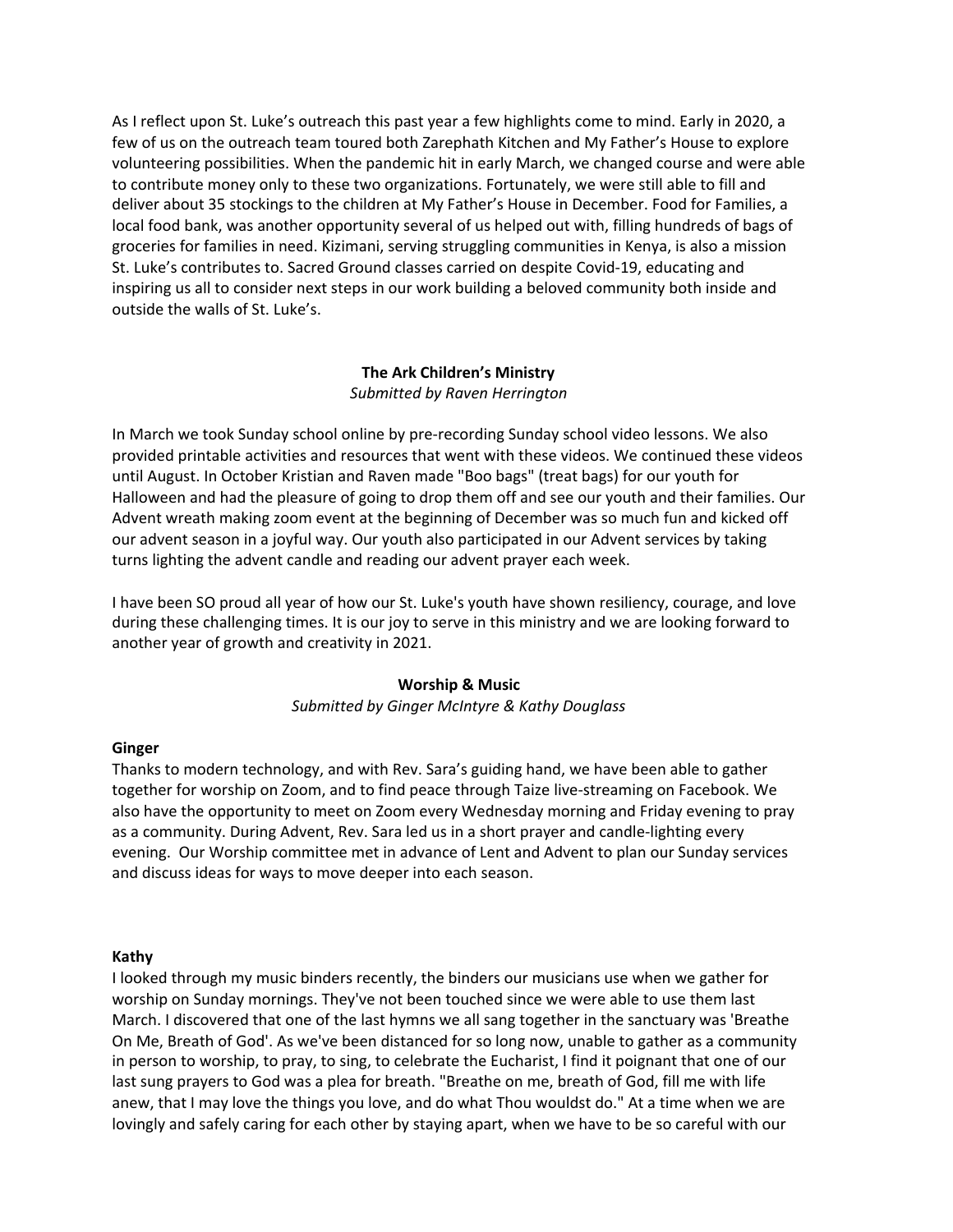As I reflect upon St. Luke's outreach this past year a few highlights come to mind. Early in 2020, a few of us on the outreach team toured both Zarephath Kitchen and My Father's House to explore volunteering possibilities. When the pandemic hit in early March, we changed course and were able to contribute money only to these two organizations. Fortunately, we were still able to fill and deliver about 35 stockings to the children at My Father's House in December. Food for Families, a local food bank, was another opportunity several of us helped out with, filling hundreds of bags of groceries for families in need. Kizimani, serving struggling communities in Kenya, is also a mission St. Luke's contributes to. Sacred Ground classes carried on despite Covid-19, educating and inspiring us all to consider next steps in our work building a beloved community both inside and outside the walls of St. Luke's.

## The Ark Children's Ministry

*Submitted by Raven Herrington*

In March we took Sunday school online by pre-recording Sunday school video lessons. We also provided printable activities and resources that went with these videos. We continued these videos until August. In October Kristian and Raven made "Boo bags" (treat bags) for our youth for Halloween and had the pleasure of going to drop them off and see our youth and their families. Our Advent wreath making zoom event at the beginning of December was so much fun and kicked off our advent season in a joyful way. Our youth also participated in our Advent services by taking turns lighting the advent candle and reading our advent prayer each week.

I have been SO proud all year of how our St. Luke's youth have shown resiliency, courage, and love during these challenging times. It is our joy to serve in this ministry and we are looking forward to another year of growth and creativity in 2021.

## Worship & Music

*Submitted by Ginger McIntyre & Kathy Douglass*

**Ginger**

Thanks to modern technology, and with Rev. Sara's guiding hand, we have been able to gather together for worship on Zoom, and to find peace through Taize live-streaming on Facebook. We also have the opportunity to meet on Zoom every Wednesday morning and Friday evening to pray as a community. During Advent, Rev. Sara led us in a short prayer and candle-lighting every evening. Our Worship committee met in advance of Lent and Advent to plan our Sunday services and discuss ideas for ways to move deeper into each season.

**Kathy**

I looked through my music binders recently, the binders our musicians use when we gather for worship on Sunday mornings. They've not been touched since we were able to use them last March. I discovered that one of the last hymns we all sang together in the sanctuary was 'Breathe On Me, Breath of God'. As we've been distanced for so long now, unable to gather as a community in person to worship, to pray, to sing, to celebrate the Eucharist, I find it poignant that one of our last sung prayers to God was a plea for breath. "Breathe on me, breath of God, fill me with life anew, that I may love the things you love, and do what Thou wouldst do." At a time when we are lovingly and safely caring for each other by staying apart, when we have to be so careful with our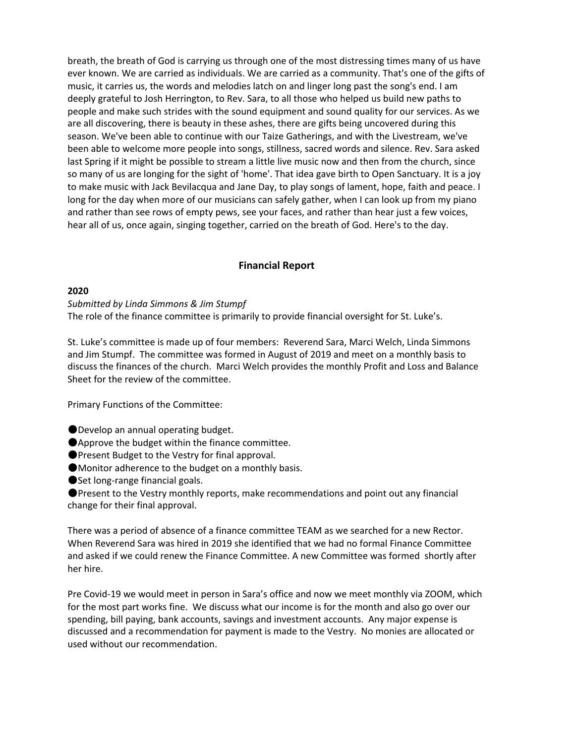breath, the breath of God is carrying us through one of the most distressing times many of us have ever known. We are carried as individuals. We are carried as a community. That's one of the gifts of music, it carries us, the words and melodies latch on and linger long past the song's end. I am deeply grateful to Josh Herrington, to Rev. Sara, to all those who helped us build new paths to people and make such strides with the sound equipment and sound quality for our services. As we are all discovering, there is beauty in these ashes, there are gifts being uncovered during this season. We've been able to continue with our Taize Gatherings, and with the Livestream, we've been able to welcome more people into songs, stillness, sacred words and silence. Rev. Sara asked last Spring if it might be possible to stream a little live music now and then from the church, since so many of us are longing for the sight of 'home'. That idea gave birth to Open Sanctuary. It is a joy to make music with Jack Bevilacqua and Jane Day, to play songs of lament, hope, faith and peace. I long for the day when more of our musicians can safely gather, when I can look up from my piano and rather than see rows of empty pews, see your faces, and rather than hear just a few voices, hear all of us, once again, singing together, carried on the breath of God. Here's to the day.

## Financial Report

**2020**

*Submitted by Linda Simmons & Jim Stumpf*

The role of the finance committee is primarily to provide financial oversight for St. Luke's.

St. Luke's committee is made up of four members: Reverend Sara, Marci Welch, Linda Simmons and Jim Stumpf. The committee was formed in August of 2019 and meet on a monthly basis to discuss the finances of the church. Marci Welch provides the monthly Profit and Loss and Balance Sheet for the review of the committee.

Primary Functions of the Committee:

- Develop an annual operating budget.
- Approve the budget within the finance committee.
- Present Budget to the Vestry for final approval.
- Monitor adherence to the budget on a monthly basis.
- Set long-range financial goals.
- Present to the Vestry monthly reports, make recommendations and point out any financial change for their final approval.

There was a period of absence of a finance committee TEAM as we searched for a new Rector. When Reverend Sara was hired in 2019 she identified that we had no formal Finance Committee and asked if we could renew the Finance Committee. A new Committee was formed shortly after her hire.

Pre Covid-19 we would meet in person in Sara's office and now we meet monthly via ZOOM, which for the most part works fine. We discuss what our income is for the month and also go over our spending, bill paying, bank accounts, savings and investment accounts. Any major expense is discussed and a recommendation for payment is made to the Vestry. No monies are allocated or used without our recommendation.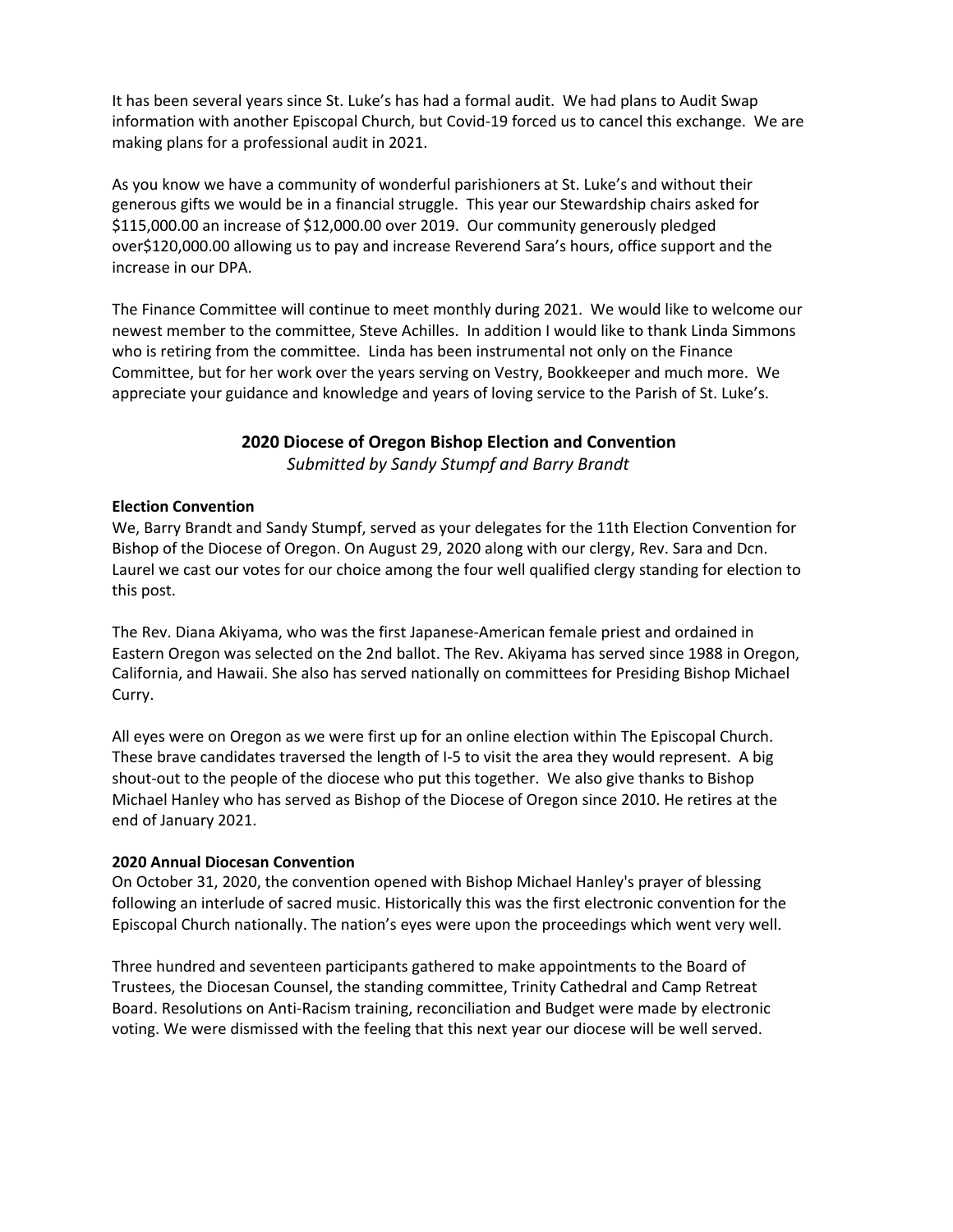It has been several years since St. Luke's has had a formal audit. We had plans to Audit Swap information with another Episcopal Church, but Covid-19 forced us to cancel this exchange. We are making plans for a professional audit in 2021.

As you know we have a community of wonderful parishioners at St. Luke's and without their generous gifts we would be in a financial struggle. This year our Stewardship chairs asked for $115,000.00 an increase of $12,000.00 over 2019. Our community generously pledged over$120,000.00 allowing us to pay and increase Reverend Sara's hours, office support and the increase in our DPA.

The Finance Committee will continue to meet monthly during 2021. We would like to welcome our newest member to the committee, Steve Achilles. In addition I would like to thank Linda Simmons who is retiring from the committee. Linda has been instrumental not only on the Finance Committee, but for her work over the years serving on Vestry, Bookkeeper and much more. We appreciate your guidance and knowledge and years of loving service to the Parish of St. Luke's.

## 2020 Diocese of Oregon Bishop Election and Convention

*Submitted by Sandy Stumpf and Barry Brandt*

**Election Convention**

We, Barry Brandt and Sandy Stumpf, served as your delegates for the 11th Election Convention for Bishop of the Diocese of Oregon. On August 29, 2020 along with our clergy, Rev. Sara and Dcn. Laurel we cast our votes for our choice among the four well qualified clergy standing for election to this post.

The Rev. Diana Akiyama, who was the first Japanese-American female priest and ordained in Eastern Oregon was selected on the 2nd ballot. The Rev. Akiyama has served since 1988 in Oregon, California, and Hawaii. She also has served nationally on committees for Presiding Bishop Michael Curry.

All eyes were on Oregon as we were first up for an online election within The Episcopal Church. These brave candidates traversed the length of I-5 to visit the area they would represent. A big shout-out to the people of the diocese who put this together. We also give thanks to Bishop Michael Hanley who has served as Bishop of the Diocese of Oregon since 2010. He retires at the end of January 2021.

**2020 Annual Diocesan Convention**

On October 31, 2020, the convention opened with Bishop Michael Hanley's prayer of blessing following an interlude of sacred music. Historically this was the first electronic convention for the Episcopal Church nationally. The nation's eyes were upon the proceedings which went very well.

Three hundred and seventeen participants gathered to make appointments to the Board of Trustees, the Diocesan Counsel, the standing committee, Trinity Cathedral and Camp Retreat Board. Resolutions on Anti-Racism training, reconciliation and Budget were made by electronic voting. We were dismissed with the feeling that this next year our diocese will be well served.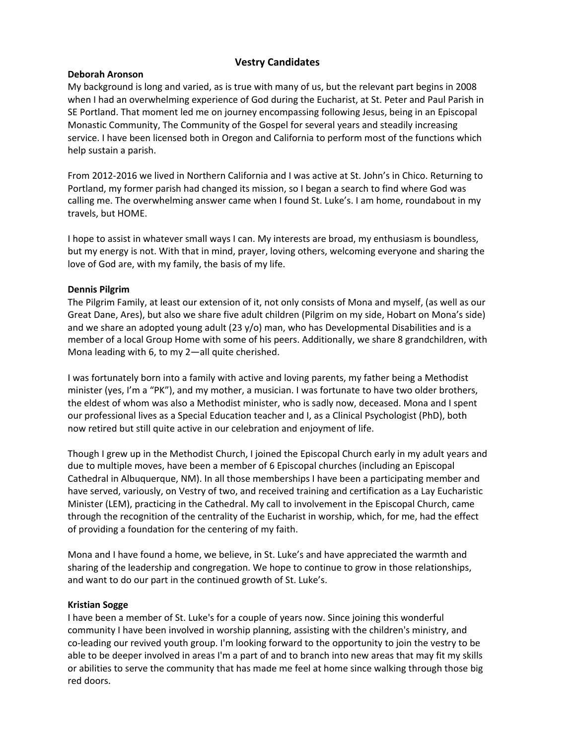## Vestry Candidates

**Deborah Aronson**

My background is long and varied, as is true with many of us, but the relevant part begins in 2008 when I had an overwhelming experience of God during the Eucharist, at St. Peter and Paul Parish in SE Portland. That moment led me on journey encompassing following Jesus, being in an Episcopal Monastic Community, The Community of the Gospel for several years and steadily increasing service. I have been licensed both in Oregon and California to perform most of the functions which help sustain a parish.

From 2012-2016 we lived in Northern California and I was active at St. John's in Chico. Returning to Portland, my former parish had changed its mission, so I began a search to find where God was calling me. The overwhelming answer came when I found St. Luke's. I am home, roundabout in my travels, but HOME.

I hope to assist in whatever small ways I can. My interests are broad, my enthusiasm is boundless, but my energy is not. With that in mind, prayer, loving others, welcoming everyone and sharing the love of God are, with my family, the basis of my life.

**Dennis Pilgrim**

The Pilgrim Family, at least our extension of it, not only consists of Mona and myself, (as well as our Great Dane, Ares), but also we share five adult children (Pilgrim on my side, Hobart on Mona's side) and we share an adopted young adult (23 y/o) man, who has Developmental Disabilities and is a member of a local Group Home with some of his peers. Additionally, we share 8 grandchildren, with Mona leading with 6, to my 2—all quite cherished.

I was fortunately born into a family with active and loving parents, my father being a Methodist minister (yes, I'm a "PK"), and my mother, a musician. I was fortunate to have two older brothers, the eldest of whom was also a Methodist minister, who is sadly now, deceased. Mona and I spent our professional lives as a Special Education teacher and I, as a Clinical Psychologist (PhD), both now retired but still quite active in our celebration and enjoyment of life.

Though I grew up in the Methodist Church, I joined the Episcopal Church early in my adult years and due to multiple moves, have been a member of 6 Episcopal churches (including an Episcopal Cathedral in Albuquerque, NM). In all those memberships I have been a participating member and have served, variously, on Vestry of two, and received training and certification as a Lay Eucharistic Minister (LEM), practicing in the Cathedral. My call to involvement in the Episcopal Church, came through the recognition of the centrality of the Eucharist in worship, which, for me, had the effect of providing a foundation for the centering of my faith.

Mona and I have found a home, we believe, in St. Luke's and have appreciated the warmth and sharing of the leadership and congregation. We hope to continue to grow in those relationships, and want to do our part in the continued growth of St. Luke's.

**Kristian Sogge**

I have been a member of St. Luke's for a couple of years now. Since joining this wonderful community I have been involved in worship planning, assisting with the children's ministry, and co-leading our revived youth group. I'm looking forward to the opportunity to join the vestry to be able to be deeper involved in areas I'm a part of and to branch into new areas that may fit my skills or abilities to serve the community that has made me feel at home since walking through those big red doors.